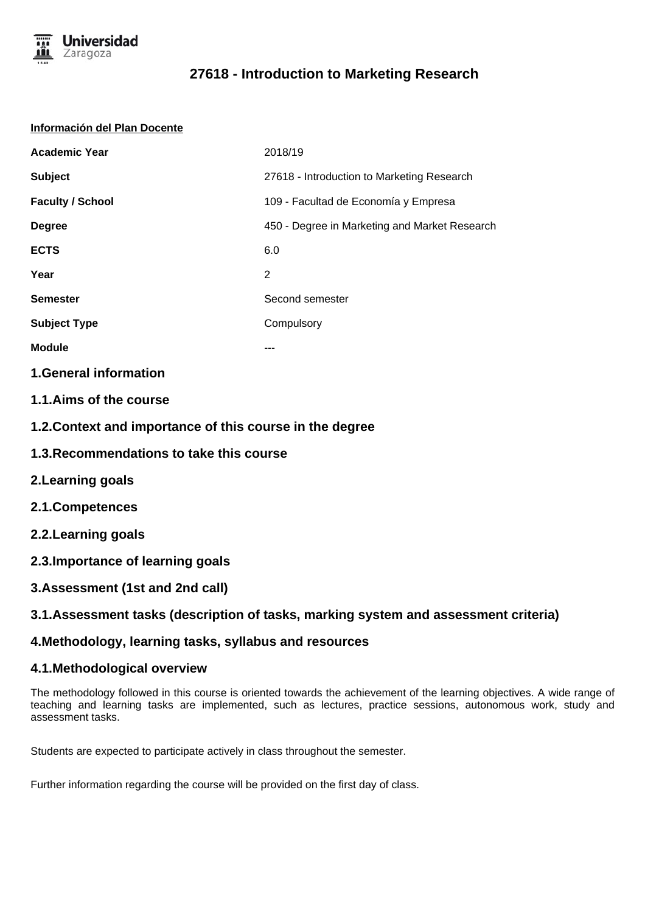# 27618 - Introduction to Marketing Research

**Información del Plan Docente**

| | |
|---|---|
| **Academic Year** | 2018/19 |
| **Subject** | 27618 - Introduction to Marketing Research |
| **Faculty / School** | 109 - Facultad de Economía y Empresa |
| **Degree** | 450 - Degree in Marketing and Market Research |
| **ECTS** | 6.0 |
| **Year** | 2 |
| **Semester** | Second semester |
| **Subject Type** | Compulsory |
| **Module** | --- |

## 1.General information

## 1.1.Aims of the course

## 1.2.Context and importance of this course in the degree

## 1.3.Recommendations to take this course

## 2.Learning goals

## 2.1.Competences

## 2.2.Learning goals

## 2.3.Importance of learning goals

## 3.Assessment (1st and 2nd call)

## 3.1.Assessment tasks (description of tasks, marking system and assessment criteria)

## 4.Methodology, learning tasks, syllabus and resources

## 4.1.Methodological overview

The methodology followed in this course is oriented towards the achievement of the learning objectives. A wide range of teaching and learning tasks are implemented, such as lectures, practice sessions, autonomous work, study and assessment tasks.

Students are expected to participate actively in class throughout the semester.

Further information regarding the course will be provided on the first day of class.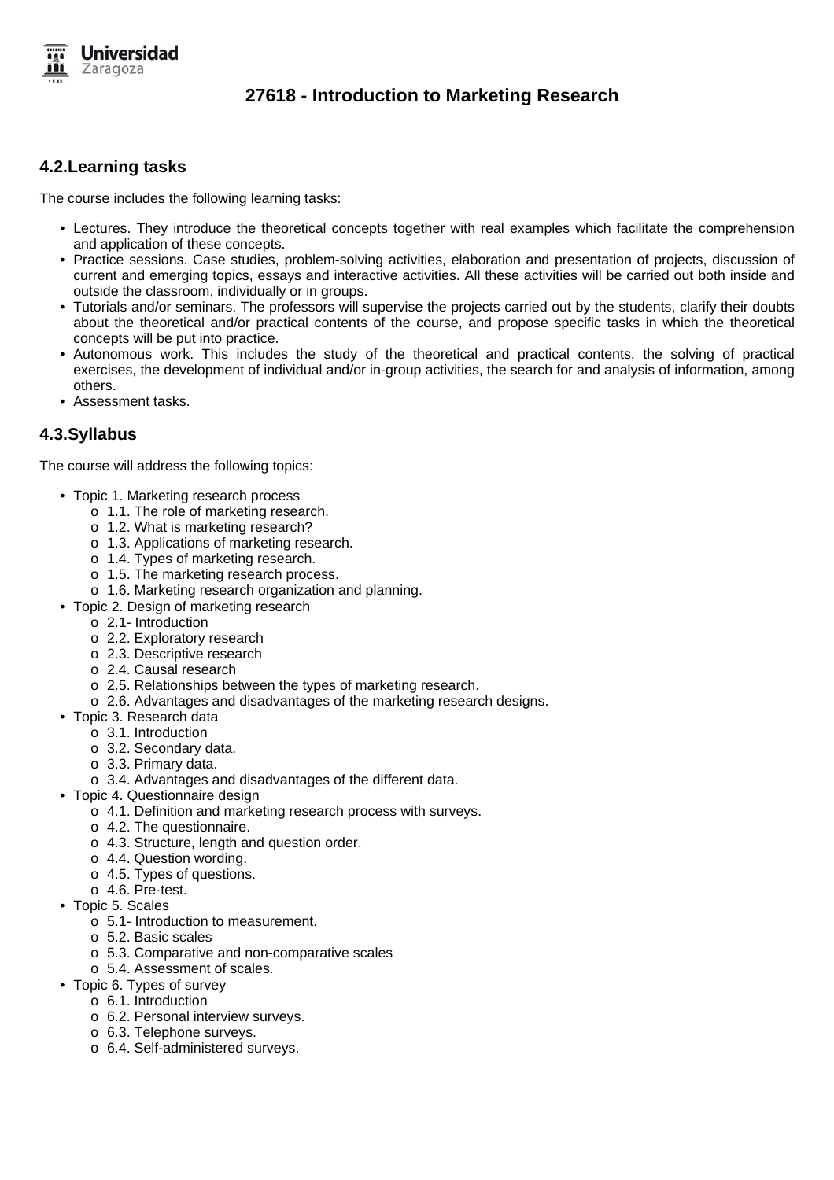# 27618 - Introduction to Marketing Research

## 4.2.Learning tasks

The course includes the following learning tasks:

- Lectures. They introduce the theoretical concepts together with real examples which facilitate the comprehension and application of these concepts.
- Practice sessions. Case studies, problem-solving activities, elaboration and presentation of projects, discussion of current and emerging topics, essays and interactive activities. All these activities will be carried out both inside and outside the classroom, individually or in groups.
- Tutorials and/or seminars. The professors will supervise the projects carried out by the students, clarify their doubts about the theoretical and/or practical contents of the course, and propose specific tasks in which the theoretical concepts will be put into practice.
- Autonomous work. This includes the study of the theoretical and practical contents, the solving of practical exercises, the development of individual and/or in-group activities, the search for and analysis of information, among others.
- Assessment tasks.

## 4.3.Syllabus

The course will address the following topics:

- Topic 1. Marketing research process
  - 1.1. The role of marketing research.
  - 1.2. What is marketing research?
  - 1.3. Applications of marketing research.
  - 1.4. Types of marketing research.
  - 1.5. The marketing research process.
  - 1.6. Marketing research organization and planning.
- Topic 2. Design of marketing research
  - 2.1- Introduction
  - 2.2. Exploratory research
  - 2.3. Descriptive research
  - 2.4. Causal research
  - 2.5. Relationships between the types of marketing research.
  - 2.6. Advantages and disadvantages of the marketing research designs.
- Topic 3. Research data
  - 3.1. Introduction
  - 3.2. Secondary data.
  - 3.3. Primary data.
  - 3.4. Advantages and disadvantages of the different data.
- Topic 4. Questionnaire design
  - 4.1. Definition and marketing research process with surveys.
  - 4.2. The questionnaire.
  - 4.3. Structure, length and question order.
  - 4.4. Question wording.
  - 4.5. Types of questions.
  - 4.6. Pre-test.
- Topic 5. Scales
  - 5.1- Introduction to measurement.
  - 5.2. Basic scales
  - 5.3. Comparative and non-comparative scales
  - 5.4. Assessment of scales.
- Topic 6. Types of survey
  - 6.1. Introduction
  - 6.2. Personal interview surveys.
  - 6.3. Telephone surveys.
  - 6.4. Self-administered surveys.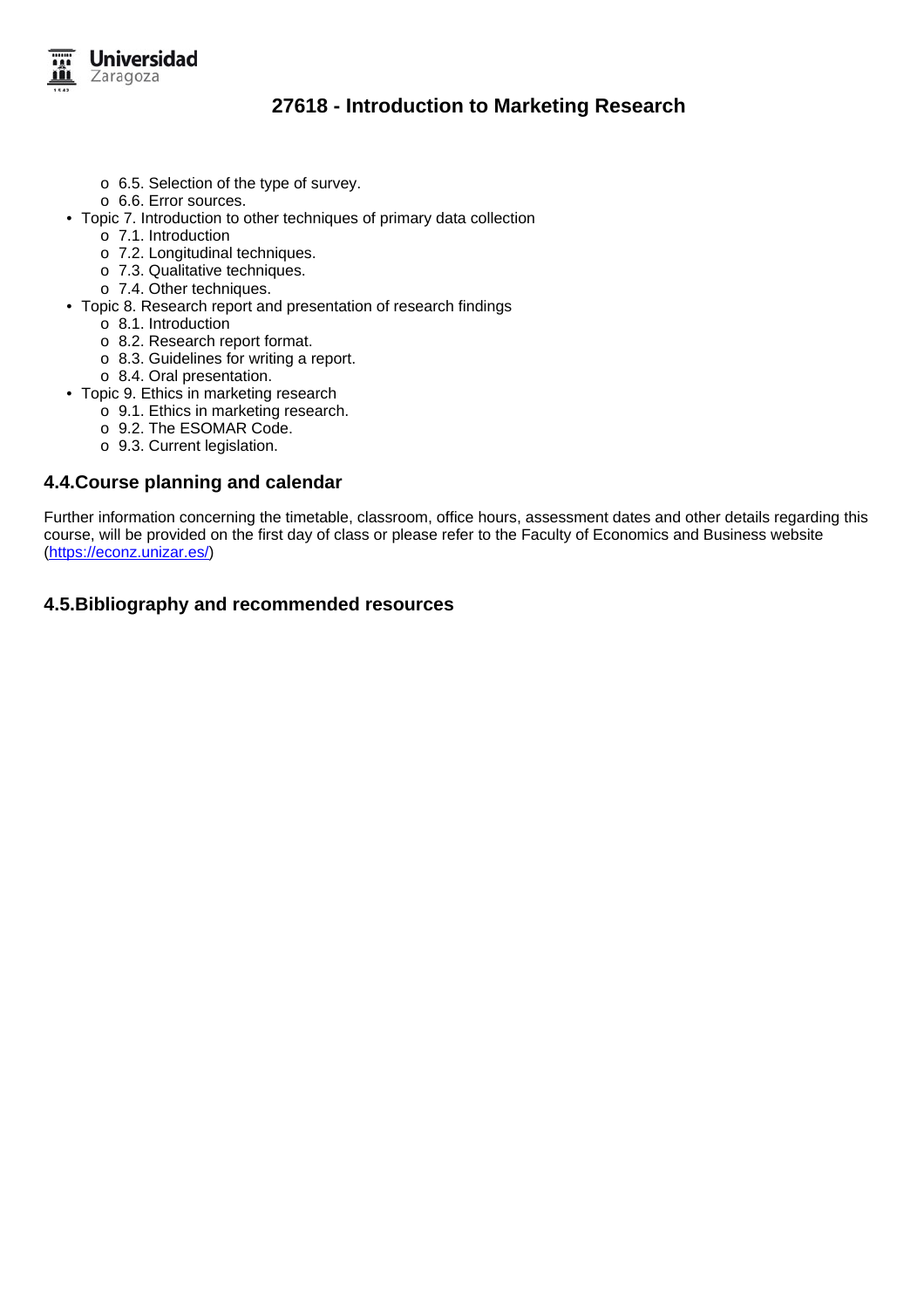- 6.5. Selection of the type of survey.
  - 6.6. Error sources.
- Topic 7. Introduction to other techniques of primary data collection
  - 7.1. Introduction
  - 7.2. Longitudinal techniques.
  - 7.3. Qualitative techniques.
  - 7.4. Other techniques.
- Topic 8. Research report and presentation of research findings
  - 8.1. Introduction
  - 8.2. Research report format.
  - 8.3. Guidelines for writing a report.
  - 8.4. Oral presentation.
- Topic 9. Ethics in marketing research
  - 9.1. Ethics in marketing research.
  - 9.2. The ESOMAR Code.
  - 9.3. Current legislation.

## 4.4.Course planning and calendar

Further information concerning the timetable, classroom, office hours, assessment dates and other details regarding this course, will be provided on the first day of class or please refer to the Faculty of Economics and Business website ([https://econz.unizar.es/](https://econz.unizar.es/))

## 4.5.Bibliography and recommended resources